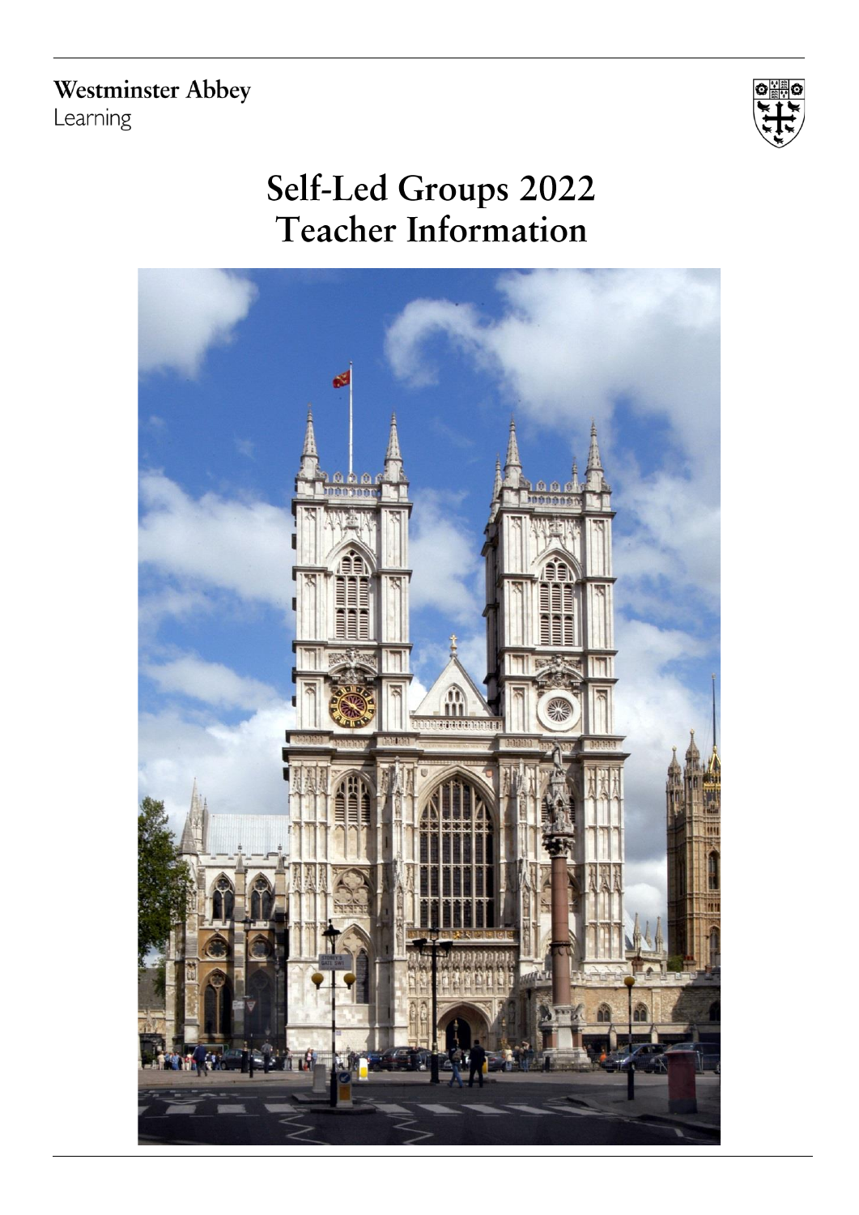Westminster Abbey
Learning

# Self-Led Groups 2022
# Teacher Information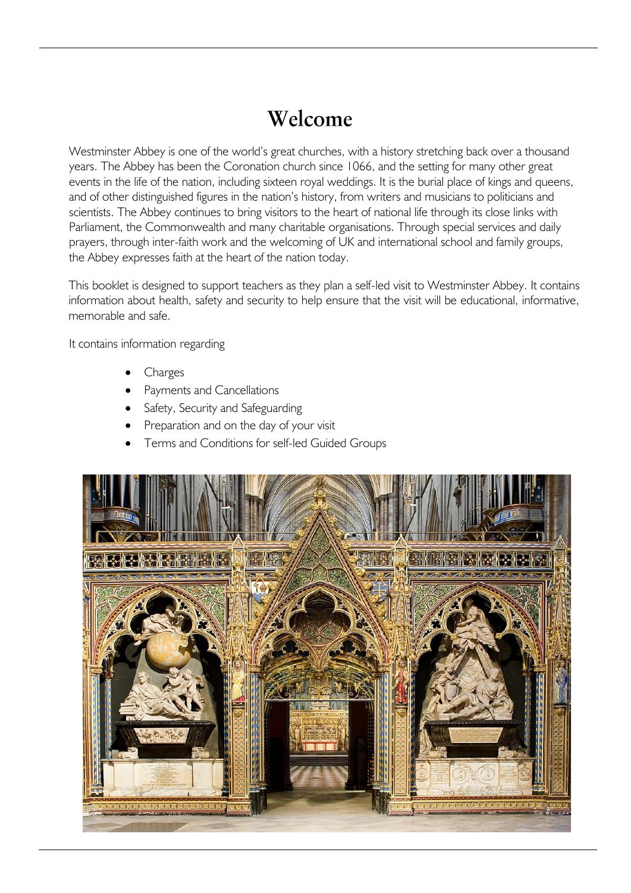# Welcome

Westminster Abbey is one of the world's great churches, with a history stretching back over a thousand years. The Abbey has been the Coronation church since 1066, and the setting for many other great events in the life of the nation, including sixteen royal weddings. It is the burial place of kings and queens, and of other distinguished figures in the nation's history, from writers and musicians to politicians and scientists. The Abbey continues to bring visitors to the heart of national life through its close links with Parliament, the Commonwealth and many charitable organisations. Through special services and daily prayers, through inter-faith work and the welcoming of UK and international school and family groups, the Abbey expresses faith at the heart of the nation today.

This booklet is designed to support teachers as they plan a self-led visit to Westminster Abbey. It contains information about health, safety and security to help ensure that the visit will be educational, informative, memorable and safe.

It contains information regarding

- Charges
- Payments and Cancellations
- Safety, Security and Safeguarding
- Preparation and on the day of your visit
- Terms and Conditions for self-led Guided Groups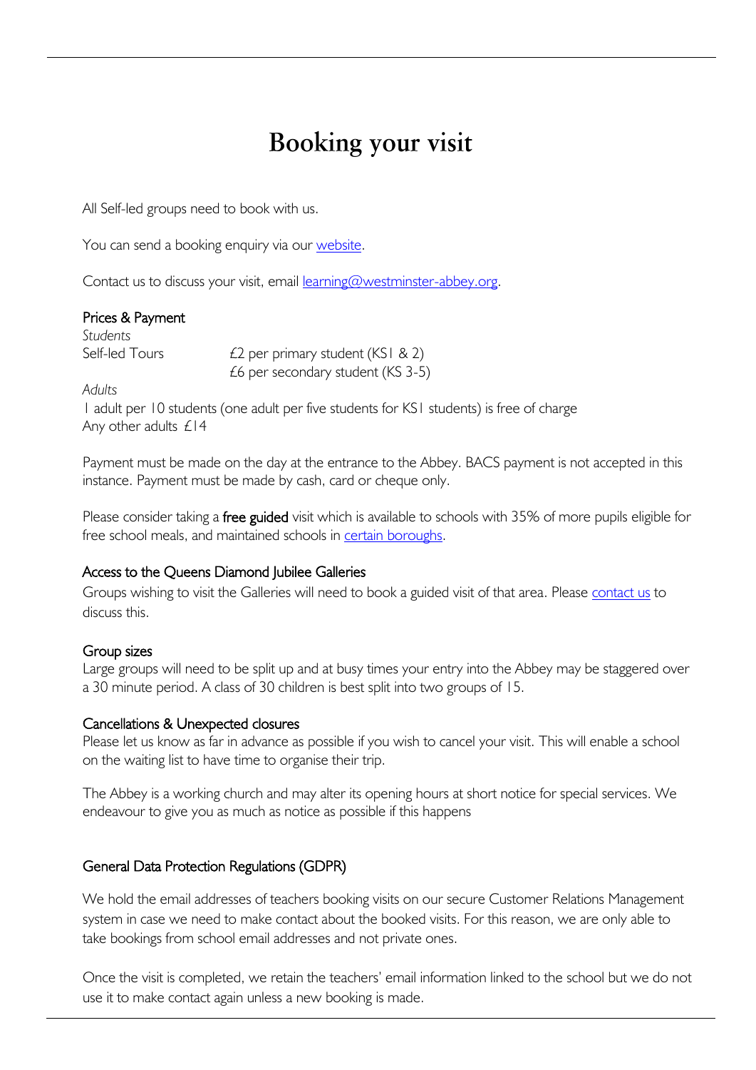# Booking your visit

All Self-led groups need to book with us.

You can send a booking enquiry via our [website](#).

Contact us to discuss your visit, email [learning@westminster-abbey.org](mailto:learning@westminster-abbey.org).

## Prices & Payment

*Students*

| | |
|---|---|
| Self-led Tours | £2 per primary student (KS1 & 2) |
| | £6 per secondary student (KS 3-5) |

*Adults*

1 adult per 10 students (one adult per five students for KS1 students) is free of charge
Any other adults £14

Payment must be made on the day at the entrance to the Abbey. BACS payment is not accepted in this instance. Payment must be made by cash, card or cheque only.

Please consider taking a **free guided** visit which is available to schools with 35% of more pupils eligible for free school meals, and maintained schools in [certain boroughs](#).

## Access to the Queens Diamond Jubilee Galleries

Groups wishing to visit the Galleries will need to book a guided visit of that area. Please [contact us](#) to discuss this.

## Group sizes

Large groups will need to be split up and at busy times your entry into the Abbey may be staggered over a 30 minute period. A class of 30 children is best split into two groups of 15.

## Cancellations & Unexpected closures

Please let us know as far in advance as possible if you wish to cancel your visit. This will enable a school on the waiting list to have time to organise their trip.

The Abbey is a working church and may alter its opening hours at short notice for special services. We endeavour to give you as much as notice as possible if this happens

## General Data Protection Regulations (GDPR)

We hold the email addresses of teachers booking visits on our secure Customer Relations Management system in case we need to make contact about the booked visits. For this reason, we are only able to take bookings from school email addresses and not private ones.

Once the visit is completed, we retain the teachers' email information linked to the school but we do not use it to make contact again unless a new booking is made.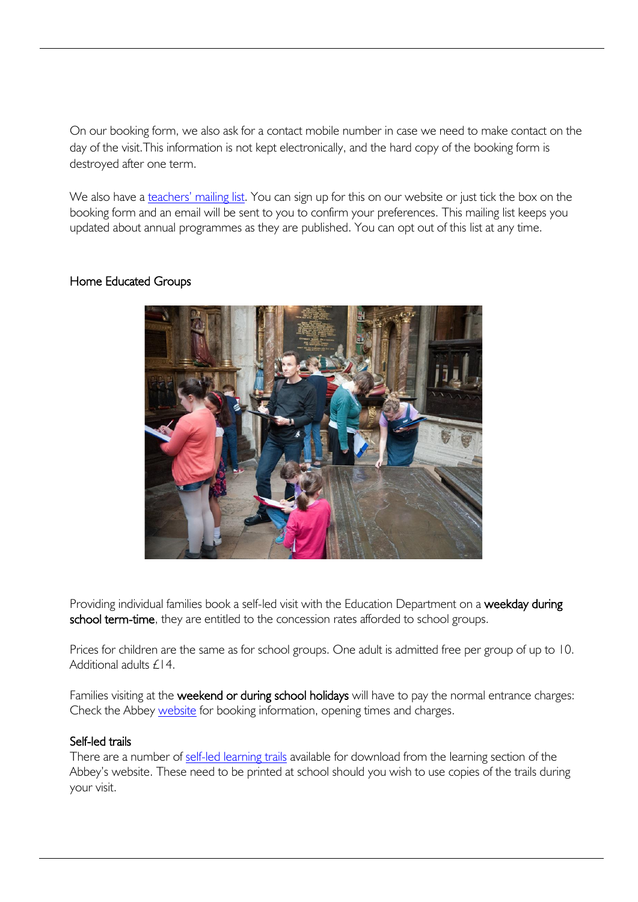On our booking form, we also ask for a contact mobile number in case we need to make contact on the day of the visit.This information is not kept electronically, and the hard copy of the booking form is destroyed after one term.

We also have a teachers' mailing list. You can sign up for this on our website or just tick the box on the booking form and an email will be sent to you to confirm your preferences. This mailing list keeps you updated about annual programmes as they are published. You can opt out of this list at any time.

## Home Educated Groups

Providing individual families book a self-led visit with the Education Department on a **weekday during school term-time**, they are entitled to the concession rates afforded to school groups.

Prices for children are the same as for school groups. One adult is admitted free per group of up to 10. Additional adults £14.

Families visiting at the **weekend or during school holidays** will have to pay the normal entrance charges: Check the Abbey website for booking information, opening times and charges.

### Self-led trails

There are a number of self-led learning trails available for download from the learning section of the Abbey's website. These need to be printed at school should you wish to use copies of the trails during your visit.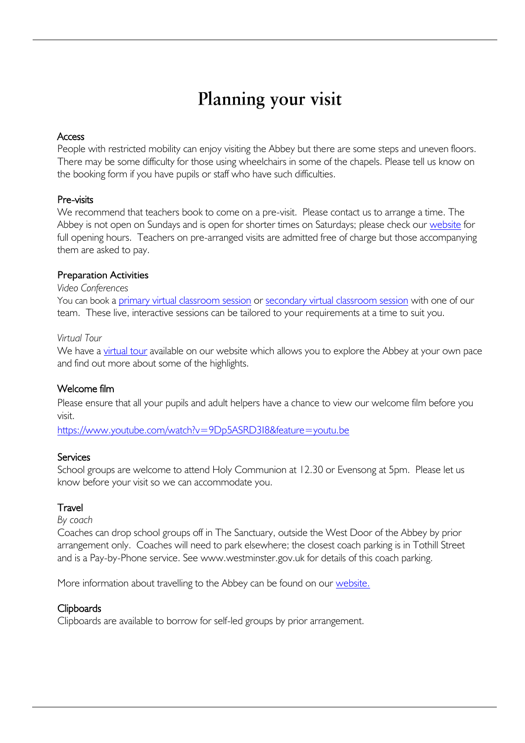# Planning your visit

## Access

People with restricted mobility can enjoy visiting the Abbey but there are some steps and uneven floors. There may be some difficulty for those using wheelchairs in some of the chapels. Please tell us know on the booking form if you have pupils or staff who have such difficulties.

## Pre-visits

We recommend that teachers book to come on a pre-visit. Please contact us to arrange a time. The Abbey is not open on Sundays and is open for shorter times on Saturdays; please check our website for full opening hours. Teachers on pre-arranged visits are admitted free of charge but those accompanying them are asked to pay.

## Preparation Activities

*Video Conferences*

You can book a primary virtual classroom session or secondary virtual classroom session with one of our team. These live, interactive sessions can be tailored to your requirements at a time to suit you.

*Virtual Tour*

We have a virtual tour available on our website which allows you to explore the Abbey at your own pace and find out more about some of the highlights.

## Welcome film

Please ensure that all your pupils and adult helpers have a chance to view our welcome film before you visit.

https://www.youtube.com/watch?v=9Dp5ASRD3I8&feature=youtu.be

## Services

School groups are welcome to attend Holy Communion at 12.30 or Evensong at 5pm. Please let us know before your visit so we can accommodate you.

## Travel

*By coach*

Coaches can drop school groups off in The Sanctuary, outside the West Door of the Abbey by prior arrangement only. Coaches will need to park elsewhere; the closest coach parking is in Tothill Street and is a Pay-by-Phone service. See www.westminster.gov.uk for details of this coach parking.

More information about travelling to the Abbey can be found on our website.

## Clipboards

Clipboards are available to borrow for self-led groups by prior arrangement.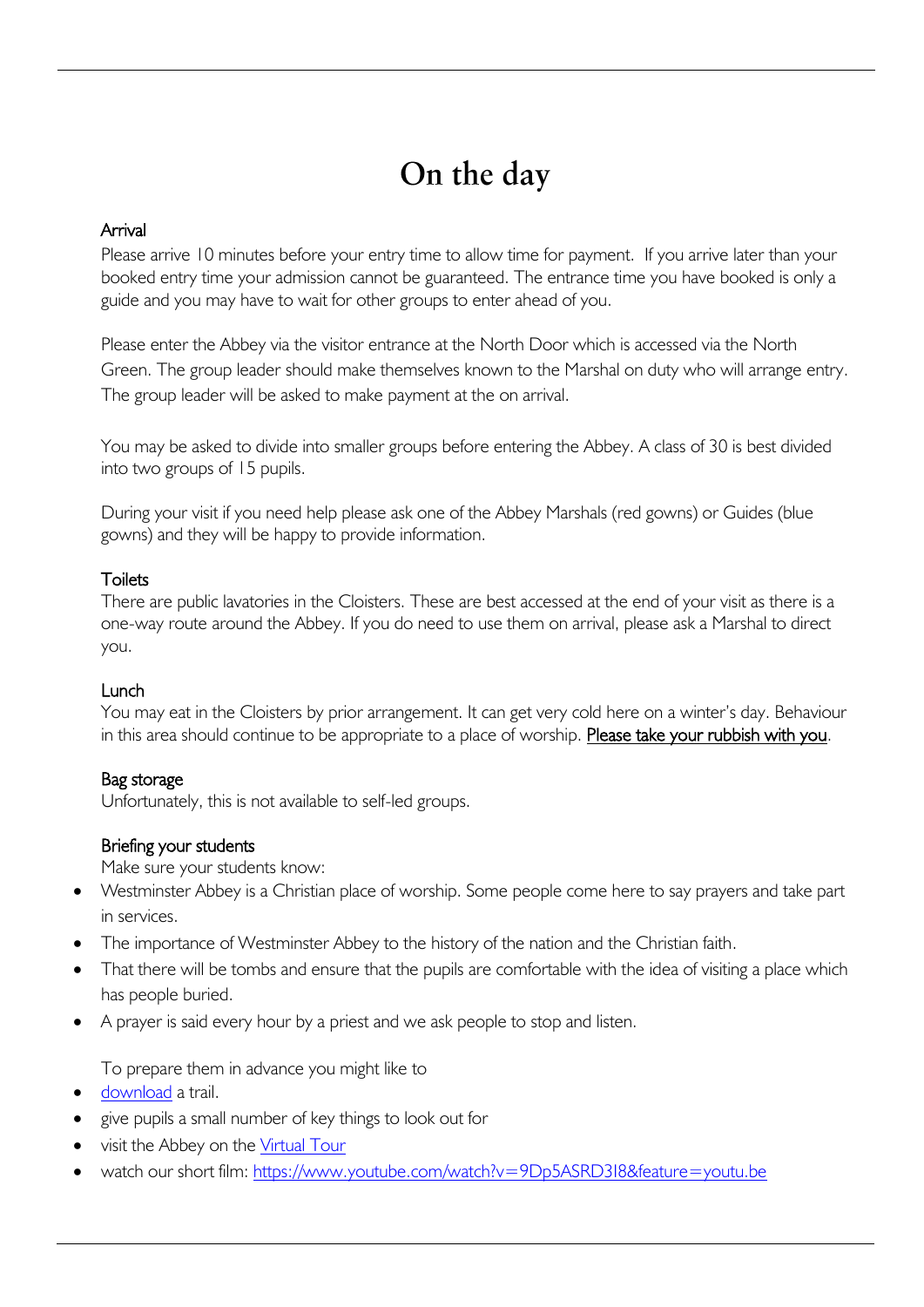# On the day

<u>Arrival</u>

Please arrive 10 minutes before your entry time to allow time for payment. If you arrive later than your booked entry time your admission cannot be guaranteed. The entrance time you have booked is only a guide and you may have to wait for other groups to enter ahead of you.

Please enter the Abbey via the visitor entrance at the North Door which is accessed via the North Green. The group leader should make themselves known to the Marshal on duty who will arrange entry. The group leader will be asked to make payment at the on arrival.

You may be asked to divide into smaller groups before entering the Abbey. A class of 30 is best divided into two groups of 15 pupils.

During your visit if you need help please ask one of the Abbey Marshals (red gowns) or Guides (blue gowns) and they will be happy to provide information.

<u>Toilets</u>

There are public lavatories in the Cloisters. These are best accessed at the end of your visit as there is a one-way route around the Abbey. If you do need to use them on arrival, please ask a Marshal to direct you.

<u>Lunch</u>

You may eat in the Cloisters by prior arrangement. It can get very cold here on a winter's day. Behaviour in this area should continue to be appropriate to a place of worship. <u>Please take your rubbish with you</u>.

<u>Bag storage</u>

Unfortunately, this is not available to self-led groups.

<u>Briefing your students</u>

Make sure your students know:

- Westminster Abbey is a Christian place of worship. Some people come here to say prayers and take part in services.
- The importance of Westminster Abbey to the history of the nation and the Christian faith.
- That there will be tombs and ensure that the pupils are comfortable with the idea of visiting a place which has people buried.
- A prayer is said every hour by a priest and we ask people to stop and listen.

To prepare them in advance you might like to

- download a trail.
- give pupils a small number of key things to look out for
- visit the Abbey on the Virtual Tour
- watch our short film: https://www.youtube.com/watch?v=9Dp5ASRD3I8&feature=youtu.be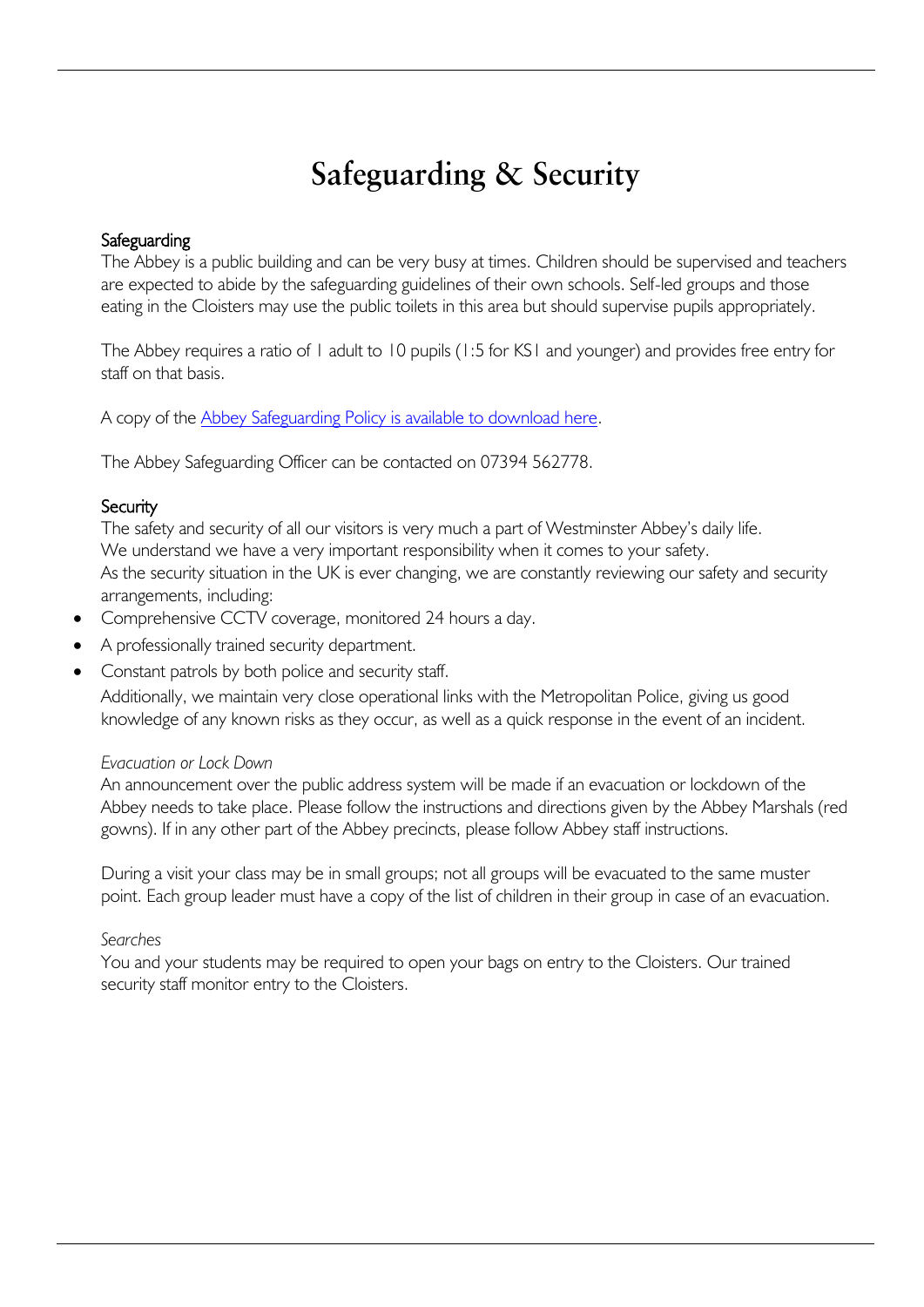# Safeguarding & Security

## Safeguarding

The Abbey is a public building and can be very busy at times. Children should be supervised and teachers are expected to abide by the safeguarding guidelines of their own schools. Self-led groups and those eating in the Cloisters may use the public toilets in this area but should supervise pupils appropriately.

The Abbey requires a ratio of 1 adult to 10 pupils (1:5 for KS1 and younger) and provides free entry for staff on that basis.

A copy of the Abbey Safeguarding Policy is available to download here.

The Abbey Safeguarding Officer can be contacted on 07394 562778.

## Security

The safety and security of all our visitors is very much a part of Westminster Abbey's daily life.
We understand we have a very important responsibility when it comes to your safety.
As the security situation in the UK is ever changing, we are constantly reviewing our safety and security arrangements, including:

- Comprehensive CCTV coverage, monitored 24 hours a day.
- A professionally trained security department.
- Constant patrols by both police and security staff.

Additionally, we maintain very close operational links with the Metropolitan Police, giving us good knowledge of any known risks as they occur, as well as a quick response in the event of an incident.

*Evacuation or Lock Down*

An announcement over the public address system will be made if an evacuation or lockdown of the Abbey needs to take place. Please follow the instructions and directions given by the Abbey Marshals (red gowns). If in any other part of the Abbey precincts, please follow Abbey staff instructions.

During a visit your class may be in small groups; not all groups will be evacuated to the same muster point. Each group leader must have a copy of the list of children in their group in case of an evacuation.

*Searches*

You and your students may be required to open your bags on entry to the Cloisters. Our trained security staff monitor entry to the Cloisters.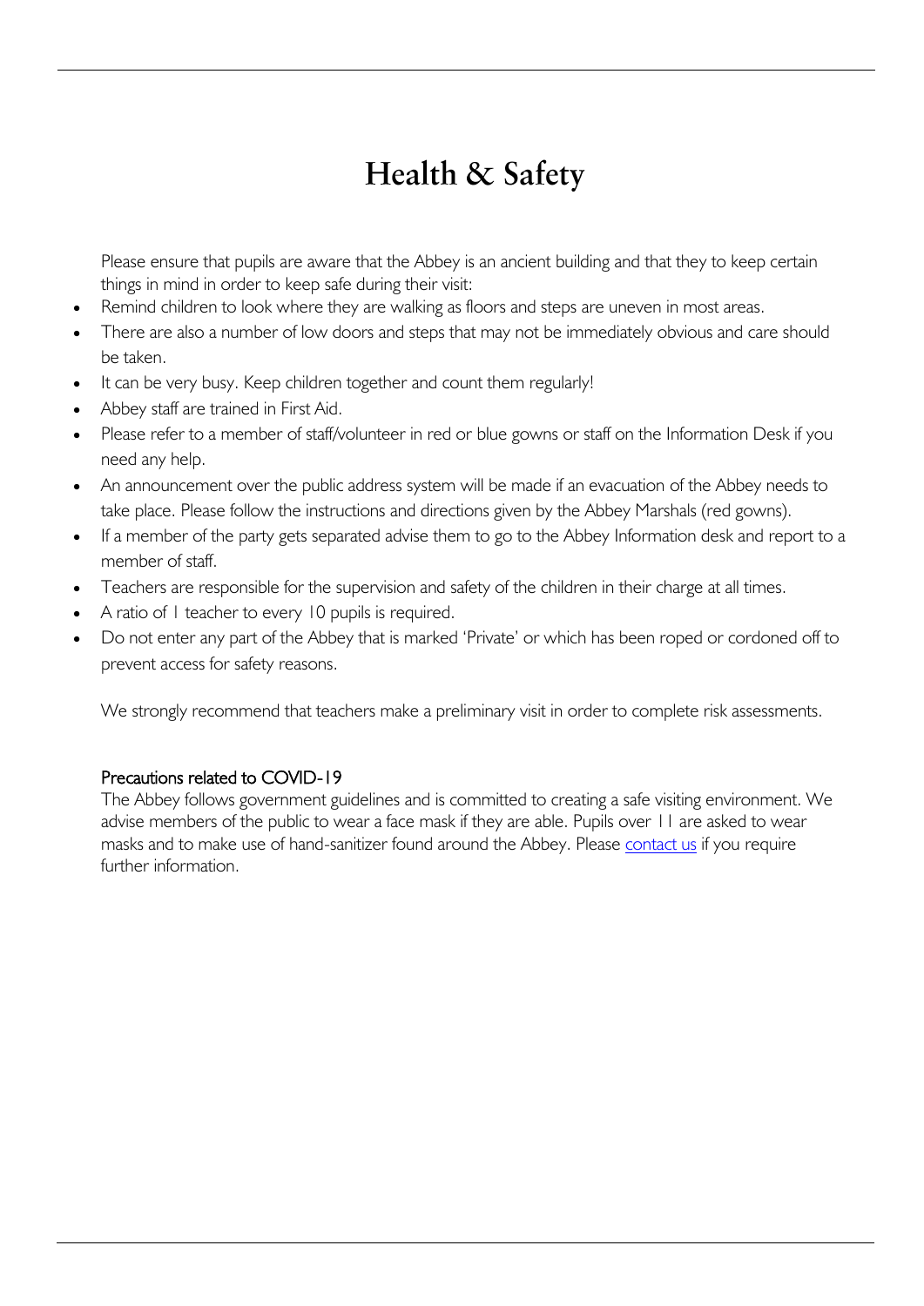# Health & Safety

Please ensure that pupils are aware that the Abbey is an ancient building and that they to keep certain things in mind in order to keep safe during their visit:

- Remind children to look where they are walking as floors and steps are uneven in most areas.
- There are also a number of low doors and steps that may not be immediately obvious and care should be taken.
- It can be very busy. Keep children together and count them regularly!
- Abbey staff are trained in First Aid.
- Please refer to a member of staff/volunteer in red or blue gowns or staff on the Information Desk if you need any help.
- An announcement over the public address system will be made if an evacuation of the Abbey needs to take place. Please follow the instructions and directions given by the Abbey Marshals (red gowns).
- If a member of the party gets separated advise them to go to the Abbey Information desk and report to a member of staff.
- Teachers are responsible for the supervision and safety of the children in their charge at all times.
- A ratio of 1 teacher to every 10 pupils is required.
- Do not enter any part of the Abbey that is marked 'Private' or which has been roped or cordoned off to prevent access for safety reasons.

We strongly recommend that teachers make a preliminary visit in order to complete risk assessments.

## Precautions related to COVID-19

The Abbey follows government guidelines and is committed to creating a safe visiting environment. We advise members of the public to wear a face mask if they are able. Pupils over 11 are asked to wear masks and to make use of hand-sanitizer found around the Abbey. Please contact us if you require further information.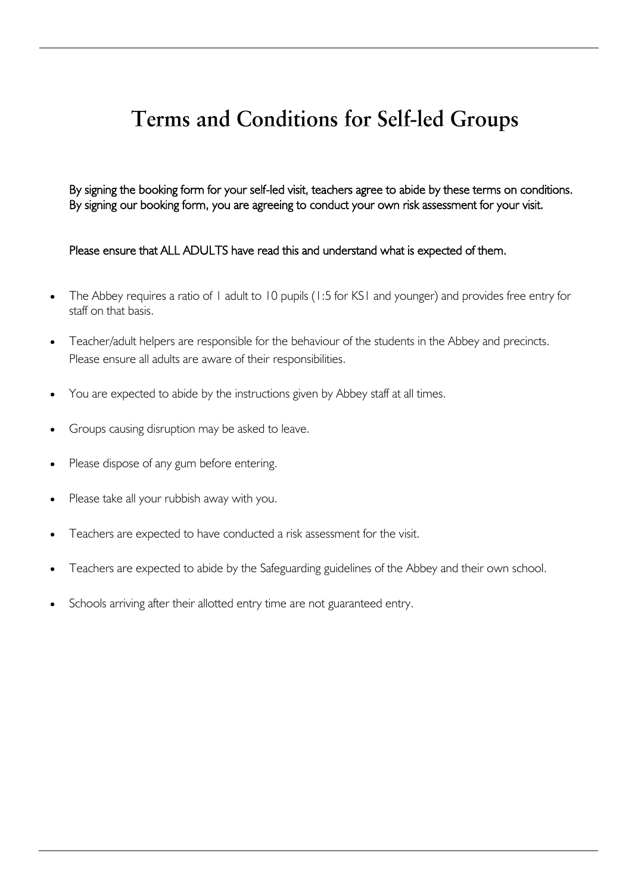# Terms and Conditions for Self-led Groups

By signing the booking form for your self-led visit, teachers agree to abide by these terms on conditions. By signing our booking form, you are agreeing to conduct your own risk assessment for your visit.

Please ensure that ALL ADULTS have read this and understand what is expected of them.

- The Abbey requires a ratio of 1 adult to 10 pupils (1:5 for KS1 and younger) and provides free entry for staff on that basis.
- Teacher/adult helpers are responsible for the behaviour of the students in the Abbey and precincts. Please ensure all adults are aware of their responsibilities.
- You are expected to abide by the instructions given by Abbey staff at all times.
- Groups causing disruption may be asked to leave.
- Please dispose of any gum before entering.
- Please take all your rubbish away with you.
- Teachers are expected to have conducted a risk assessment for the visit.
- Teachers are expected to abide by the Safeguarding guidelines of the Abbey and their own school.
- Schools arriving after their allotted entry time are not guaranteed entry.